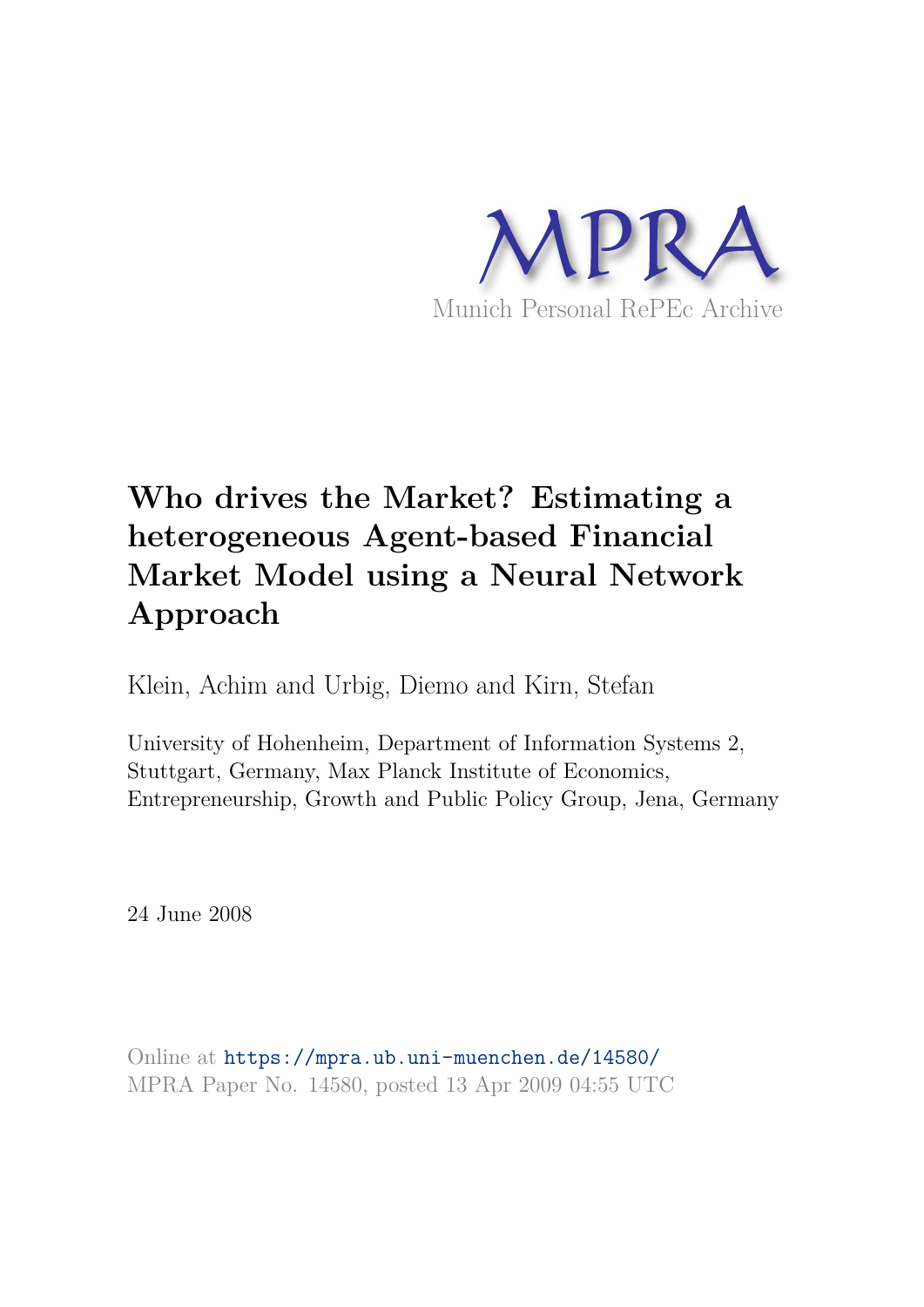MPRA

Munich Personal RePEc Archive

# Who drives the Market? Estimating a heterogeneous Agent-based Financial Market Model using a Neural Network Approach

Klein, Achim and Urbig, Diemo and Kirn, Stefan

University of Hohenheim, Department of Information Systems 2, Stuttgart, Germany, Max Planck Institute of Economics, Entrepreneurship, Growth and Public Policy Group, Jena, Germany

24 June 2008

Online at https://mpra.ub.uni-muenchen.de/14580/
MPRA Paper No. 14580, posted 13 Apr 2009 04:55 UTC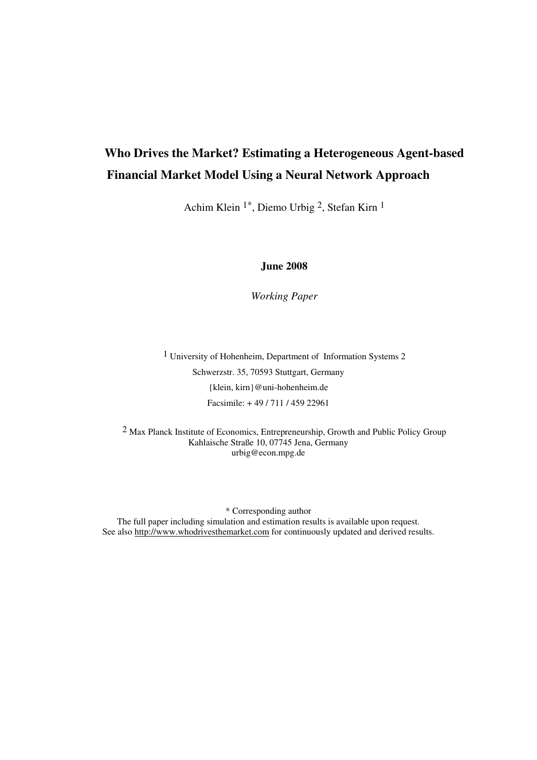# Who Drives the Market? Estimating a Heterogeneous Agent-based Financial Market Model Using a Neural Network Approach

Achim Klein [1*], Diemo Urbig [2], Stefan Kirn [1]

**June 2008**

*Working Paper*

[1] University of Hohenheim, Department of Information Systems 2
Schwerzstr. 35, 70593 Stuttgart, Germany
{klein, kirn}@uni-hohenheim.de
Facsimile: + 49 / 711 / 459 22961

[2] Max Planck Institute of Economics, Entrepreneurship, Growth and Public Policy Group
Kahlaische Straße 10, 07745 Jena, Germany
urbig@econ.mpg.de

\* Corresponding author
The full paper including simulation and estimation results is available upon request.
See also http://www.whodrivesthemarket.com for continuously updated and derived results.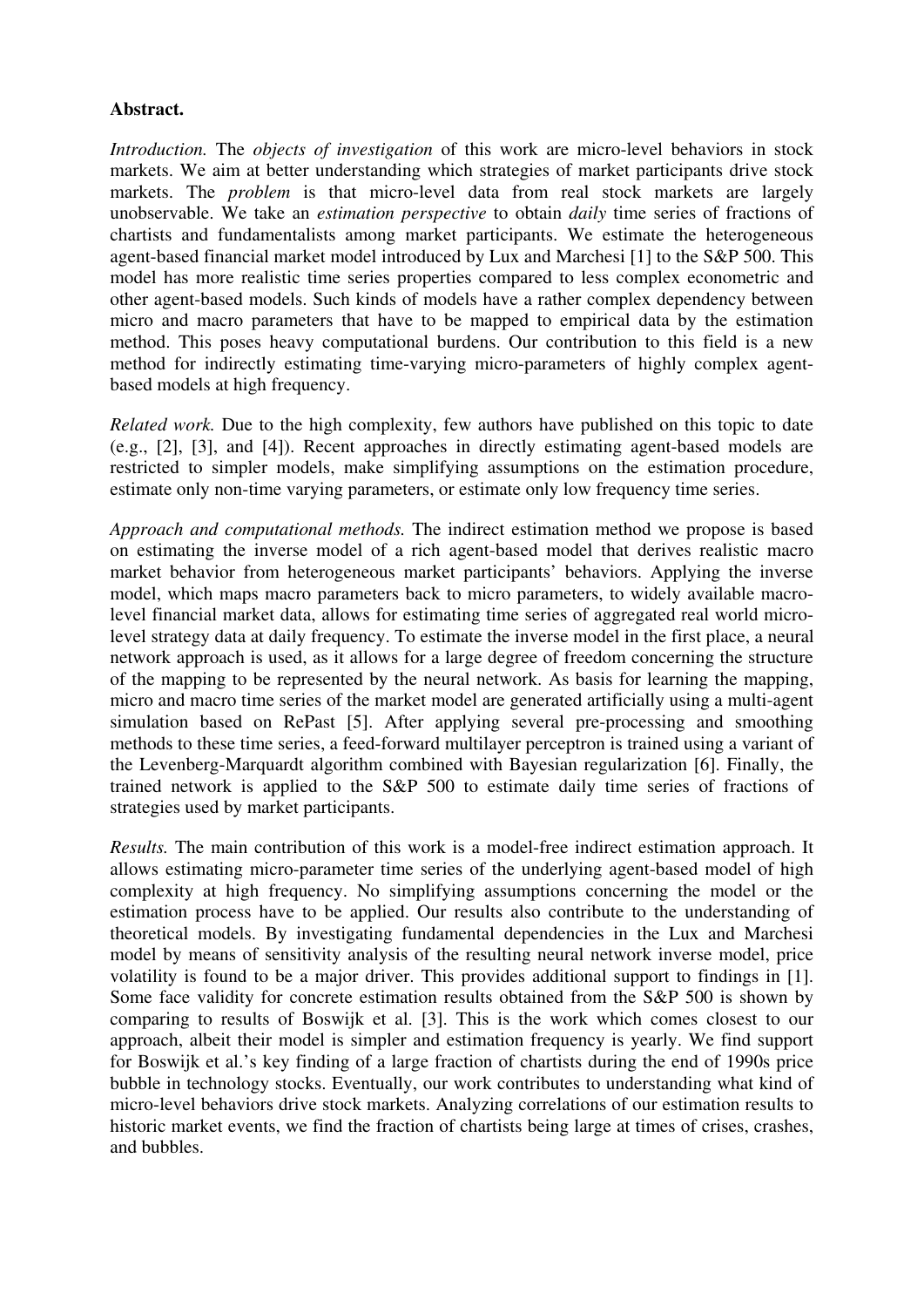**Abstract.**

*Introduction.* The *objects of investigation* of this work are micro-level behaviors in stock markets. We aim at better understanding which strategies of market participants drive stock markets. The *problem* is that micro-level data from real stock markets are largely unobservable. We take an *estimation perspective* to obtain *daily* time series of fractions of chartists and fundamentalists among market participants. We estimate the heterogeneous agent-based financial market model introduced by Lux and Marchesi [1] to the S&P 500. This model has more realistic time series properties compared to less complex econometric and other agent-based models. Such kinds of models have a rather complex dependency between micro and macro parameters that have to be mapped to empirical data by the estimation method. This poses heavy computational burdens. Our contribution to this field is a new method for indirectly estimating time-varying micro-parameters of highly complex agent-based models at high frequency.

*Related work.* Due to the high complexity, few authors have published on this topic to date (e.g., [2], [3], and [4]). Recent approaches in directly estimating agent-based models are restricted to simpler models, make simplifying assumptions on the estimation procedure, estimate only non-time varying parameters, or estimate only low frequency time series.

*Approach and computational methods.* The indirect estimation method we propose is based on estimating the inverse model of a rich agent-based model that derives realistic macro market behavior from heterogeneous market participants' behaviors. Applying the inverse model, which maps macro parameters back to micro parameters, to widely available macro-level financial market data, allows for estimating time series of aggregated real world micro-level strategy data at daily frequency. To estimate the inverse model in the first place, a neural network approach is used, as it allows for a large degree of freedom concerning the structure of the mapping to be represented by the neural network. As basis for learning the mapping, micro and macro time series of the market model are generated artificially using a multi-agent simulation based on RePast [5]. After applying several pre-processing and smoothing methods to these time series, a feed-forward multilayer perceptron is trained using a variant of the Levenberg-Marquardt algorithm combined with Bayesian regularization [6]. Finally, the trained network is applied to the S&P 500 to estimate daily time series of fractions of strategies used by market participants.

*Results.* The main contribution of this work is a model-free indirect estimation approach. It allows estimating micro-parameter time series of the underlying agent-based model of high complexity at high frequency. No simplifying assumptions concerning the model or the estimation process have to be applied. Our results also contribute to the understanding of theoretical models. By investigating fundamental dependencies in the Lux and Marchesi model by means of sensitivity analysis of the resulting neural network inverse model, price volatility is found to be a major driver. This provides additional support to findings in [1]. Some face validity for concrete estimation results obtained from the S&P 500 is shown by comparing to results of Boswijk et al. [3]. This is the work which comes closest to our approach, albeit their model is simpler and estimation frequency is yearly. We find support for Boswijk et al.'s key finding of a large fraction of chartists during the end of 1990s price bubble in technology stocks. Eventually, our work contributes to understanding what kind of micro-level behaviors drive stock markets. Analyzing correlations of our estimation results to historic market events, we find the fraction of chartists being large at times of crises, crashes, and bubbles.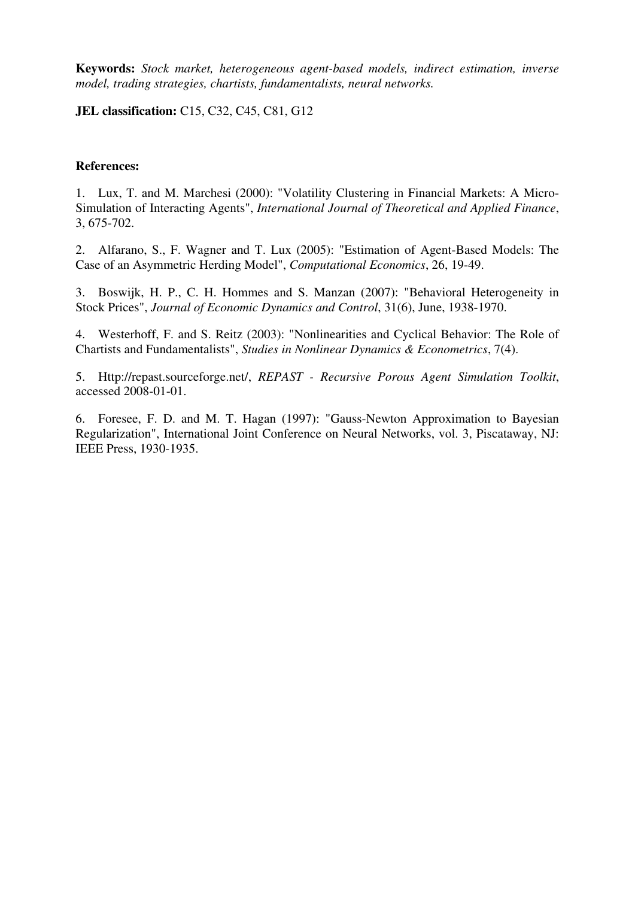**Keywords:** *Stock market, heterogeneous agent-based models, indirect estimation, inverse model, trading strategies, chartists, fundamentalists, neural networks.*

**JEL classification:** C15, C32, C45, C81, G12

**References:**

1. Lux, T. and M. Marchesi (2000): "Volatility Clustering in Financial Markets: A Micro-Simulation of Interacting Agents", *International Journal of Theoretical and Applied Finance*, 3, 675-702.

2. Alfarano, S., F. Wagner and T. Lux (2005): "Estimation of Agent-Based Models: The Case of an Asymmetric Herding Model", *Computational Economics*, 26, 19-49.

3. Boswijk, H. P., C. H. Hommes and S. Manzan (2007): "Behavioral Heterogeneity in Stock Prices", *Journal of Economic Dynamics and Control*, 31(6), June, 1938-1970.

4. Westerhoff, F. and S. Reitz (2003): "Nonlinearities and Cyclical Behavior: The Role of Chartists and Fundamentalists", *Studies in Nonlinear Dynamics & Econometrics*, 7(4).

5. Http://repast.sourceforge.net/, *REPAST - Recursive Porous Agent Simulation Toolkit*, accessed 2008-01-01.

6. Foresee, F. D. and M. T. Hagan (1997): "Gauss-Newton Approximation to Bayesian Regularization", International Joint Conference on Neural Networks, vol. 3, Piscataway, NJ: IEEE Press, 1930-1935.